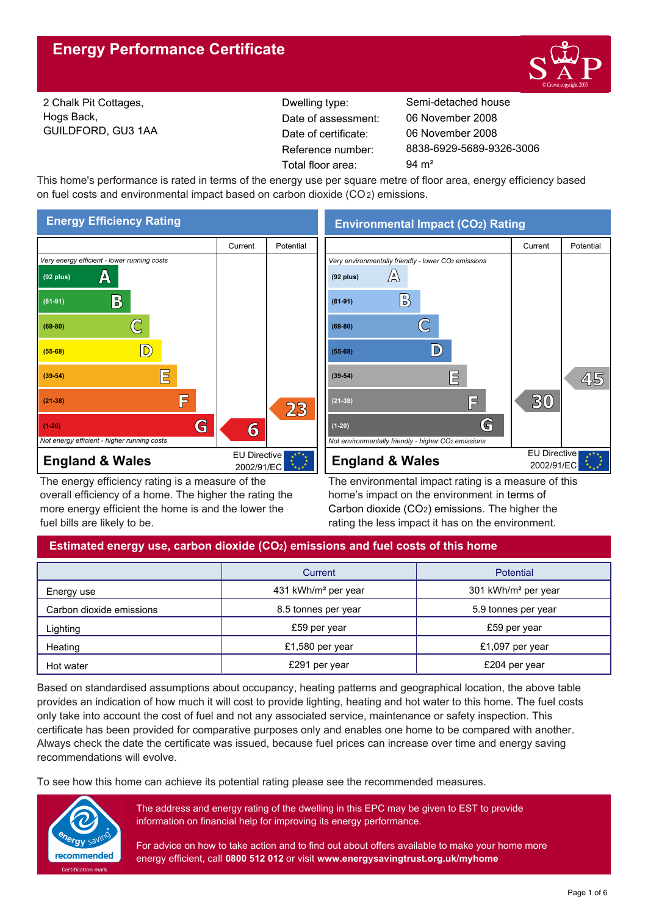# Energy Performance Certificate

2 Chalk Pit Cottages,
Hogs Back,
GUILDFORD, GU3 1AA

| | |
|---|---|
| Dwelling type: | Semi-detached house |
| Date of assessment: | 06 November 2008 |
| Date of certificate: | 06 November 2008 |
| Reference number: | 8838-6929-5689-9326-3006 |
| Total floor area: | 94 m² |

This home's performance is rated in terms of the energy use per square metre of floor area, energy efficiency based on fuel costs and environmental impact based on carbon dioxide ($CO_2$) emissions.

## Energy Efficiency Rating

| Rating | Current | Potential |
|---|---|---|
| *Very energy efficient - lower running costs* | | |
| (92 plus) A | | |
| (81-91) B | | |
| (69-80) C | | |
| (55-68) D | | |
| (39-54) E | | |
| (21-38) F | | 23 |
| (1-20) G | 6 | |
| *Not energy efficient - higher running costs* | | |

England & Wales — EU Directive 2002/91/EC

The energy efficiency rating is a measure of the overall efficiency of a home. The higher the rating the more energy efficient the home is and the lower the fuel bills are likely to be.

## Environmental Impact ($CO_2$) Rating

| Rating | Current | Potential |
|---|---|---|
| *Very environmentally friendly - lower $CO_2$ emissions* | | |
| (92 plus) A | | |
| (81-91) B | | |
| (69-80) C | | |
| (55-68) D | | |
| (39-54) E | | 45 |
| (21-38) F | 30 | |
| (1-20) G | | |
| *Not environmentally friendly - higher $CO_2$ emissions* | | |

England & Wales — EU Directive 2002/91/EC

The environmental impact rating is a measure of this home's impact on the environment in terms of Carbon dioxide ($CO_2$) emissions. The higher the rating the less impact it has on the environment.

## Estimated energy use, carbon dioxide ($CO_2$) emissions and fuel costs of this home

| | Current | Potential |
|---|---|---|
| Energy use | 431 kWh/m² per year | 301 kWh/m² per year |
| Carbon dioxide emissions | 8.5 tonnes per year | 5.9 tonnes per year |
| Lighting | £59 per year | £59 per year |
| Heating | £1,580 per year | £1,097 per year |
| Hot water | £291 per year | £204 per year |

Based on standardised assumptions about occupancy, heating patterns and geographical location, the above table provides an indication of how much it will cost to provide lighting, heating and hot water to this home. The fuel costs only take into account the cost of fuel and not any associated service, maintenance or safety inspection. This certificate has been provided for comparative purposes only and enables one home to be compared with another. Always check the date the certificate was issued, because fuel prices can increase over time and energy saving recommendations will evolve.

To see how this home can achieve its potential rating please see the recommended measures.

The address and energy rating of the dwelling in this EPC may be given to EST to provide information on financial help for improving its energy performance.

For advice on how to take action and to find out about offers available to make your home more energy efficient, call **0800 512 012** or visit **www.energysavingtrust.org.uk/myhome**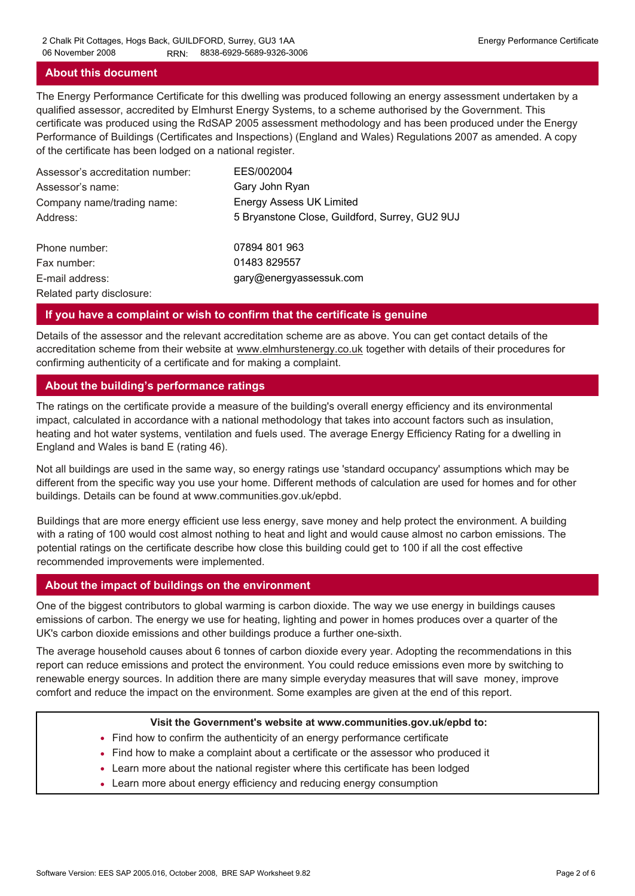## About this document

The Energy Performance Certificate for this dwelling was produced following an energy assessment undertaken by a qualified assessor, accredited by Elmhurst Energy Systems, to a scheme authorised by the Government. This certificate was produced using the RdSAP 2005 assessment methodology and has been produced under the Energy Performance of Buildings (Certificates and Inspections) (England and Wales) Regulations 2007 as amended. A copy of the certificate has been lodged on a national register.

| | |
|---|---|
| Assessor's accreditation number: | EES/002004 |
| Assessor's name: | Gary John Ryan |
| Company name/trading name: | Energy Assess UK Limited |
| Address: | 5 Bryanstone Close, Guildford, Surrey, GU2 9UJ |
| Phone number: | 07894 801 963 |
| Fax number: | 01483 829557 |
| E-mail address: | gary@energyassessuk.com |
| Related party disclosure: | |

## If you have a complaint or wish to confirm that the certificate is genuine

Details of the assessor and the relevant accreditation scheme are as above. You can get contact details of the accreditation scheme from their website at www.elmhurstenergy.co.uk together with details of their procedures for confirming authenticity of a certificate and for making a complaint.

## About the building's performance ratings

The ratings on the certificate provide a measure of the building's overall energy efficiency and its environmental impact, calculated in accordance with a national methodology that takes into account factors such as insulation, heating and hot water systems, ventilation and fuels used. The average Energy Efficiency Rating for a dwelling in England and Wales is band E (rating 46).

Not all buildings are used in the same way, so energy ratings use 'standard occupancy' assumptions which may be different from the specific way you use your home. Different methods of calculation are used for homes and for other buildings. Details can be found at www.communities.gov.uk/epbd.

Buildings that are more energy efficient use less energy, save money and help protect the environment. A building with a rating of 100 would cost almost nothing to heat and light and would cause almost no carbon emissions. The potential ratings on the certificate describe how close this building could get to 100 if all the cost effective recommended improvements were implemented.

## About the impact of buildings on the environment

One of the biggest contributors to global warming is carbon dioxide. The way we use energy in buildings causes emissions of carbon. The energy we use for heating, lighting and power in homes produces over a quarter of the UK's carbon dioxide emissions and other buildings produce a further one-sixth.

The average household causes about 6 tonnes of carbon dioxide every year. Adopting the recommendations in this report can reduce emissions and protect the environment. You could reduce emissions even more by switching to renewable energy sources. In addition there are many simple everyday measures that will save money, improve comfort and reduce the impact on the environment. Some examples are given at the end of this report.

**Visit the Government's website at www.communities.gov.uk/epbd to:**

- Find how to confirm the authenticity of an energy performance certificate
- Find how to make a complaint about a certificate or the assessor who produced it
- Learn more about the national register where this certificate has been lodged
- Learn more about energy efficiency and reducing energy consumption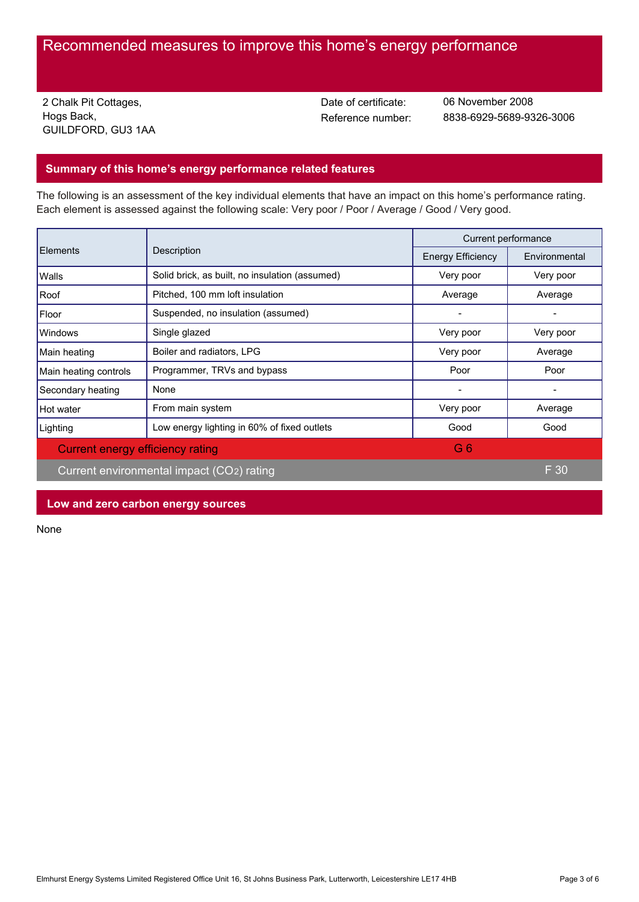# Recommended measures to improve this home's energy performance

2 Chalk Pit Cottages,
Hogs Back,
GUILDFORD, GU3 1AA

Date of certificate: 06 November 2008
Reference number: 8838-6929-5689-9326-3006

## Summary of this home's energy performance related features

The following is an assessment of the key individual elements that have an impact on this home's performance rating. Each element is assessed against the following scale: Very poor / Poor / Average / Good / Very good.

| Elements | Description | Current performance | |
|---|---|---|---|
| | | Energy Efficiency | Environmental |
| Walls | Solid brick, as built, no insulation (assumed) | Very poor | Very poor |
| Roof | Pitched, 100 mm loft insulation | Average | Average |
| Floor | Suspended, no insulation (assumed) | - | - |
| Windows | Single glazed | Very poor | Very poor |
| Main heating | Boiler and radiators, LPG | Very poor | Average |
| Main heating controls | Programmer, TRVs and bypass | Poor | Poor |
| Secondary heating | None | - | - |
| Hot water | From main system | Very poor | Average |
| Lighting | Low energy lighting in 60% of fixed outlets | Good | Good |
| Current energy efficiency rating | | G 6 | |
| Current environmental impact ($CO_2$) rating | | | F 30 |

## Low and zero carbon energy sources

None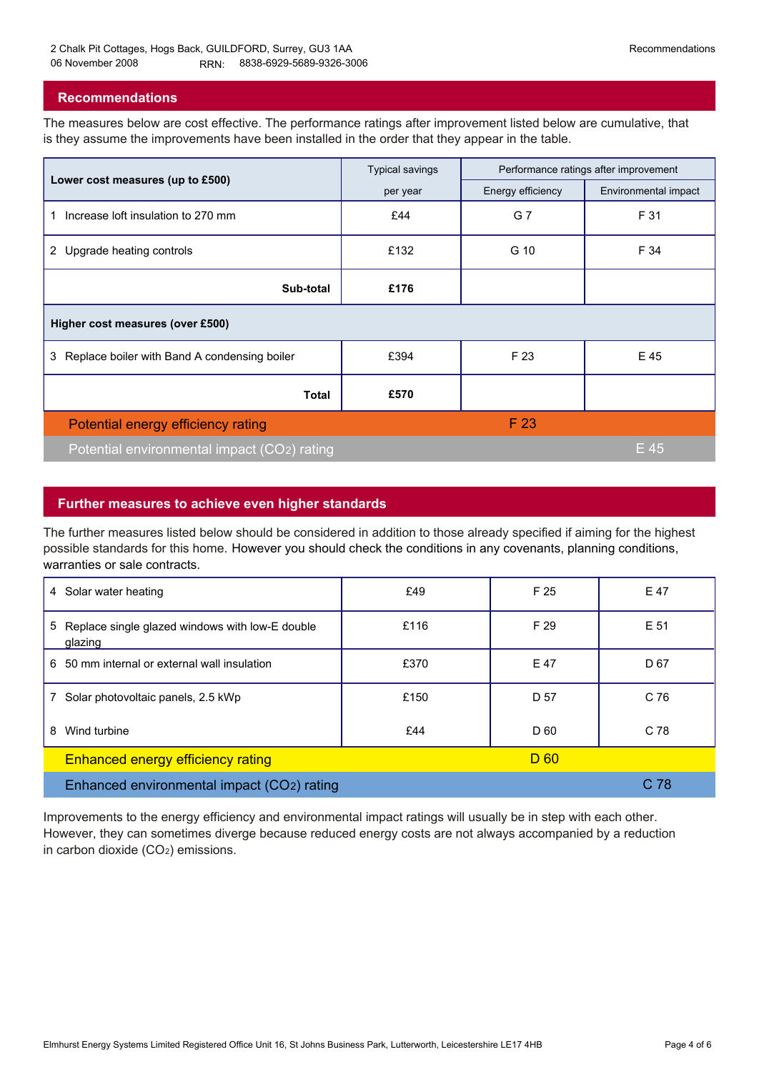2 Chalk Pit Cottages, Hogs Back, GUILDFORD, Surrey, GU3 1AA
06 November 2008 RRN: 8838-6929-5689-9326-3006

## Recommendations

The measures below are cost effective. The performance ratings after improvement listed below are cumulative, that is they assume the improvements have been installed in the order that they appear in the table.

| Lower cost measures (up to £500) | Typical savings per year | Performance ratings after improvement | |
|---|---|---|---|
| | | Energy efficiency | Environmental impact |
| 1 Increase loft insulation to 270 mm | £44 | G 7 | F 31 |
| 2 Upgrade heating controls | £132 | G 10 | F 34 |
| **Sub-total** | **£176** | | |
| **Higher cost measures (over £500)** | | | |
| 3 Replace boiler with Band A condensing boiler | £394 | F 23 | E 45 |
| **Total** | **£570** | | |
| Potential energy efficiency rating | | F 23 | |
| Potential environmental impact ($CO_2$) rating | | | E 45 |

## Further measures to achieve even higher standards

The further measures listed below should be considered in addition to those already specified if aiming for the highest possible standards for this home. However you should check the conditions in any covenants, planning conditions, warranties or sale contracts.

| Measure | Typical savings per year | Energy efficiency | Environmental impact |
|---|---|---|---|
| 4 Solar water heating | £49 | F 25 | E 47 |
| 5 Replace single glazed windows with low-E double glazing | £116 | F 29 | E 51 |
| 6 50 mm internal or external wall insulation | £370 | E 47 | D 67 |
| 7 Solar photovoltaic panels, 2.5 kWp | £150 | D 57 | C 76 |
| 8 Wind turbine | £44 | D 60 | C 78 |
| Enhanced energy efficiency rating | | D 60 | |
| Enhanced environmental impact ($CO_2$) rating | | | C 78 |

Improvements to the energy efficiency and environmental impact ratings will usually be in step with each other. However, they can sometimes diverge because reduced energy costs are not always accompanied by a reduction in carbon dioxide ($CO_2$) emissions.

Elmhurst Energy Systems Limited Registered Office Unit 16, St Johns Business Park, Lutterworth, Leicestershire LE17 4HB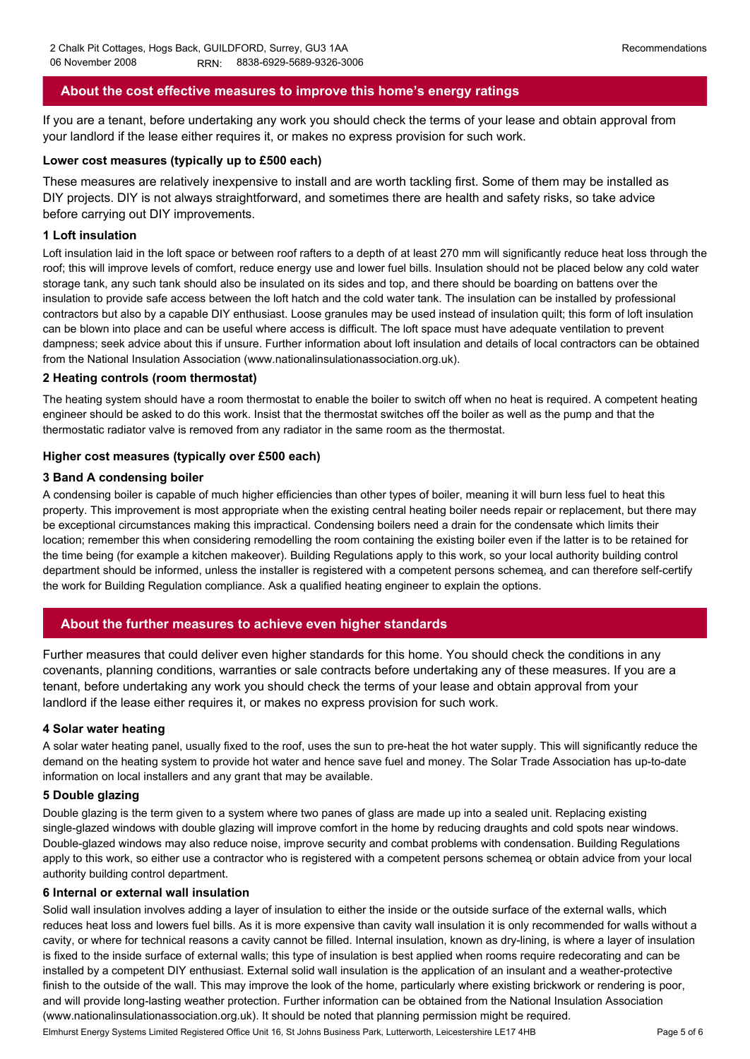## About the cost effective measures to improve this home's energy ratings

If you are a tenant, before undertaking any work you should check the terms of your lease and obtain approval from your landlord if the lease either requires it, or makes no express provision for such work.

### Lower cost measures (typically up to £500 each)

These measures are relatively inexpensive to install and are worth tackling first. Some of them may be installed as DIY projects. DIY is not always straightforward, and sometimes there are health and safety risks, so take advice before carrying out DIY improvements.

#### 1 Loft insulation

Loft insulation laid in the loft space or between roof rafters to a depth of at least 270 mm will significantly reduce heat loss through the roof; this will improve levels of comfort, reduce energy use and lower fuel bills. Insulation should not be placed below any cold water storage tank, any such tank should also be insulated on its sides and top, and there should be boarding on battens over the insulation to provide safe access between the loft hatch and the cold water tank. The insulation can be installed by professional contractors but also by a capable DIY enthusiast. Loose granules may be used instead of insulation quilt; this form of loft insulation can be blown into place and can be useful where access is difficult. The loft space must have adequate ventilation to prevent dampness; seek advice about this if unsure. Further information about loft insulation and details of local contractors can be obtained from the National Insulation Association (www.nationalinsulationassociation.org.uk).

#### 2 Heating controls (room thermostat)

The heating system should have a room thermostat to enable the boiler to switch off when no heat is required. A competent heating engineer should be asked to do this work. Insist that the thermostat switches off the boiler as well as the pump and that the thermostatic radiator valve is removed from any radiator in the same room as the thermostat.

### Higher cost measures (typically over £500 each)

#### 3 Band A condensing boiler

A condensing boiler is capable of much higher efficiencies than other types of boiler, meaning it will burn less fuel to heat this property. This improvement is most appropriate when the existing central heating boiler needs repair or replacement, but there may be exceptional circumstances making this impractical. Condensing boilers need a drain for the condensate which limits their location; remember this when considering remodelling the room containing the existing boiler even if the latter is to be retained for the time being (for example a kitchen makeover). Building Regulations apply to this work, so your local authority building control department should be informed, unless the installer is registered with a competent persons schemeą, and can therefore self-certify the work for Building Regulation compliance. Ask a qualified heating engineer to explain the options.

## About the further measures to achieve even higher standards

Further measures that could deliver even higher standards for this home. You should check the conditions in any covenants, planning conditions, warranties or sale contracts before undertaking any of these measures. If you are a tenant, before undertaking any work you should check the terms of your lease and obtain approval from your landlord if the lease either requires it, or makes no express provision for such work.

#### 4 Solar water heating

A solar water heating panel, usually fixed to the roof, uses the sun to pre-heat the hot water supply. This will significantly reduce the demand on the heating system to provide hot water and hence save fuel and money. The Solar Trade Association has up-to-date information on local installers and any grant that may be available.

#### 5 Double glazing

Double glazing is the term given to a system where two panes of glass are made up into a sealed unit. Replacing existing single-glazed windows with double glazing will improve comfort in the home by reducing draughts and cold spots near windows. Double-glazed windows may also reduce noise, improve security and combat problems with condensation. Building Regulations apply to this work, so either use a contractor who is registered with a competent persons schemeą or obtain advice from your local authority building control department.

#### 6 Internal or external wall insulation

Solid wall insulation involves adding a layer of insulation to either the inside or the outside surface of the external walls, which reduces heat loss and lowers fuel bills. As it is more expensive than cavity wall insulation it is only recommended for walls without a cavity, or where for technical reasons a cavity cannot be filled. Internal insulation, known as dry-lining, is where a layer of insulation is fixed to the inside surface of external walls; this type of insulation is best applied when rooms require redecorating and can be installed by a competent DIY enthusiast. External solid wall insulation is the application of an insulant and a weather-protective finish to the outside of the wall. This may improve the look of the home, particularly where existing brickwork or rendering is poor, and will provide long-lasting weather protection. Further information can be obtained from the National Insulation Association (www.nationalinsulationassociation.org.uk). It should be noted that planning permission might be required.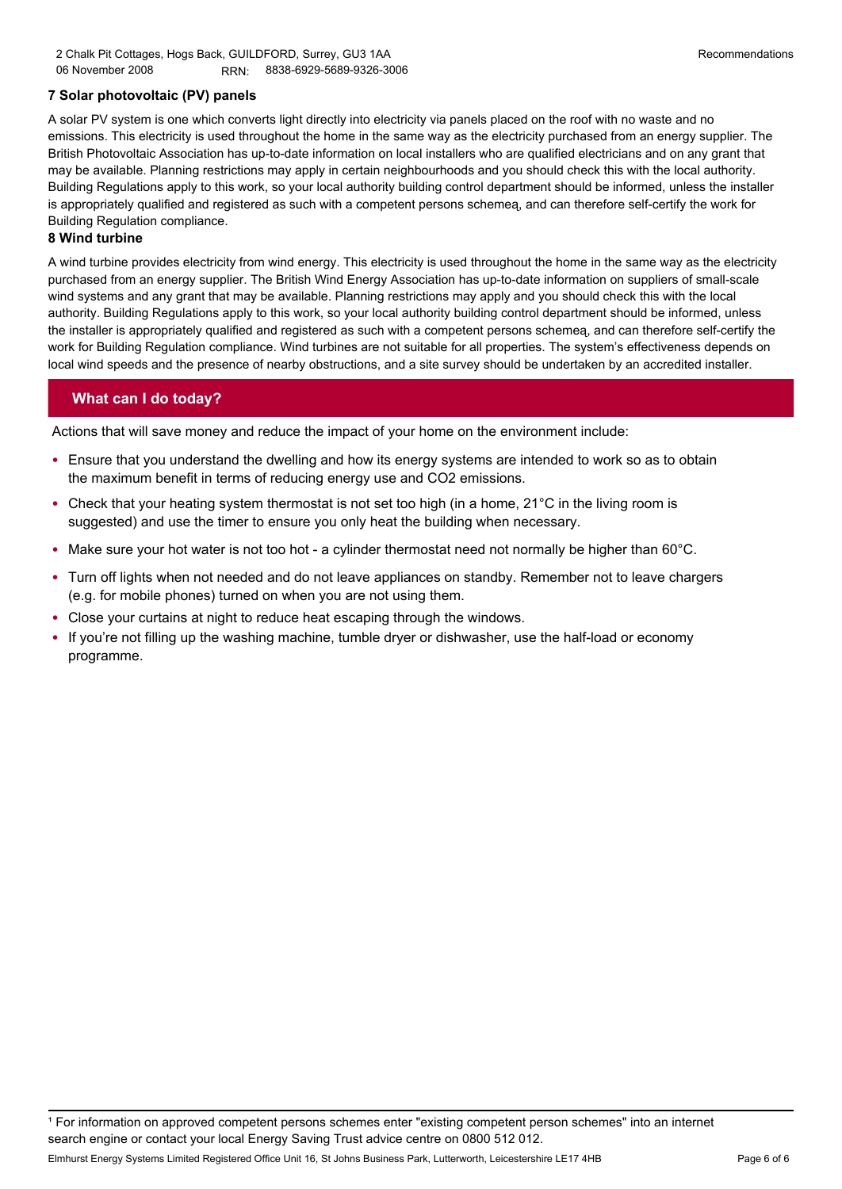### 7 Solar photovoltaic (PV) panels

A solar PV system is one which converts light directly into electricity via panels placed on the roof with no waste and no emissions. This electricity is used throughout the home in the same way as the electricity purchased from an energy supplier. The British Photovoltaic Association has up-to-date information on local installers who are qualified electricians and on any grant that may be available. Planning restrictions may apply in certain neighbourhoods and you should check this with the local authority. Building Regulations apply to this work, so your local authority building control department should be informed, unless the installer is appropriately qualified and registered as such with a competent persons scheme[1], and can therefore self-certify the work for Building Regulation compliance.

### 8 Wind turbine

A wind turbine provides electricity from wind energy. This electricity is used throughout the home in the same way as the electricity purchased from an energy supplier. The British Wind Energy Association has up-to-date information on suppliers of small-scale wind systems and any grant that may be available. Planning restrictions may apply and you should check this with the local authority. Building Regulations apply to this work, so your local authority building control department should be informed, unless the installer is appropriately qualified and registered as such with a competent persons scheme[1], and can therefore self-certify the work for Building Regulation compliance. Wind turbines are not suitable for all properties. The system's effectiveness depends on local wind speeds and the presence of nearby obstructions, and a site survey should be undertaken by an accredited installer.

## What can I do today?

Actions that will save money and reduce the impact of your home on the environment include:

- Ensure that you understand the dwelling and how its energy systems are intended to work so as to obtain the maximum benefit in terms of reducing energy use and $CO_2$ emissions.
- Check that your heating system thermostat is not set too high (in a home, 21°C in the living room is suggested) and use the timer to ensure you only heat the building when necessary.
- Make sure your hot water is not too hot - a cylinder thermostat need not normally be higher than 60°C.
- Turn off lights when not needed and do not leave appliances on standby. Remember not to leave chargers (e.g. for mobile phones) turned on when you are not using them.
- Close your curtains at night to reduce heat escaping through the windows.
- If you're not filling up the washing machine, tumble dryer or dishwasher, use the half-load or economy programme.

[1] For information on approved competent persons schemes enter "existing competent person schemes" into an internet search engine or contact your local Energy Saving Trust advice centre on 0800 512 012.